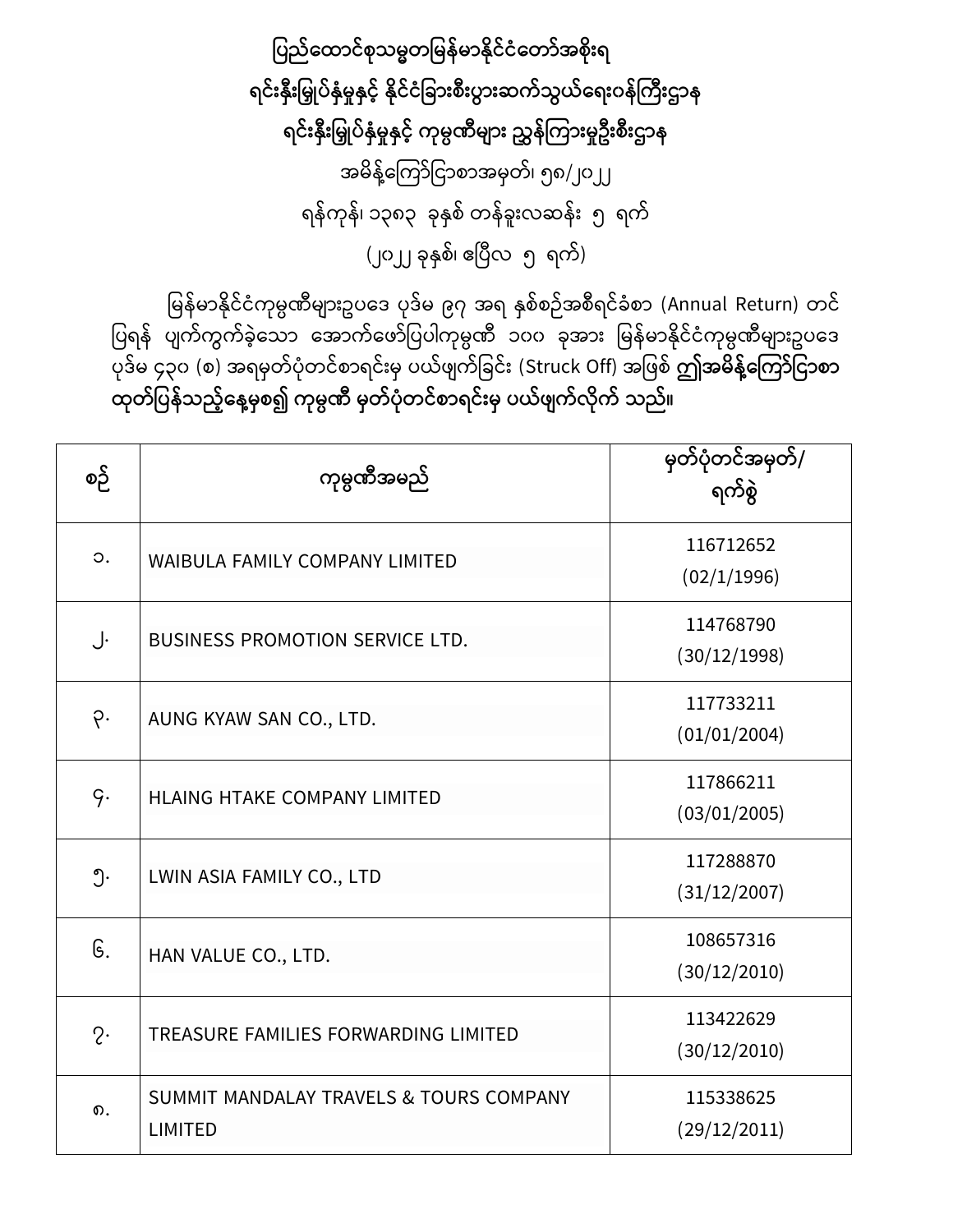**ပြည်ထောင်စုသမ္မတမြန်မာနိုင်ငံတော်အစိုးရ**

**ရင်းနှီးမြှုပ်နှံမှုနှင့် နိုင်ငံခြားစီးပွားဆက်သွယ်ရေးဝန်ကြီးဌာန**

**ရင်းနှီးမြှုပ်နှံမှုနှင့် ကုမ္ပဏီများ ညွှန်ကြားမှုဦးစီးဌာန**

အမိန့်ကြော်ငြာစာအမှတ်၊ ၅၈/၂၀၂၂

ရန်ကုန်၊ ၁၃၈၃ ခုနှစ် တန်ခူးလဆန်း ၅ ရက်

(၂၀၂၂ ခုနှစ်၊ ဧပြီလ ၅ ရက်)

မြန်မာနိုင်ငံကုမ္ပဏီများဥပဒေ ပုဒ်မ ၉၇ အရ နှစ်စဉ်အစီရင်ခံစာ (Annual Return) တင်ပြရန် ပျက်ကွက်ခဲ့သော အောက်ဖော်ပြပါကုမ္ပဏီ ၁၀၀ ခုအား မြန်မာနိုင်ငံကုမ္ပဏီများဥပဒေ ပုဒ်မ ၄၃၀ (စ) အရမှတ်ပုံတင်စာရင်းမှ ပယ်ဖျက်ခြင်း (Struck Off) အဖြစ် **ဤအမိန့်ကြော်ငြာစာ ထုတ်ပြန်သည့်နေ့မှစ၍ ကုမ္ပဏီ မှတ်ပုံတင်စာရင်းမှ ပယ်ဖျက်လိုက် သည်။**

| စဉ် | ကုမ္ပဏီအမည် | မှတ်ပုံတင်အမှတ်/ ရက်စွဲ |
|---|---|---|
| ၁. | WAIBULA FAMILY COMPANY LIMITED | 116712652 (02/1/1996) |
| ၂. | BUSINESS PROMOTION SERVICE LTD. | 114768790 (30/12/1998) |
| ၃. | AUNG KYAW SAN CO., LTD. | 117733211 (01/01/2004) |
| ၄. | HLAING HTAKE COMPANY LIMITED | 117866211 (03/01/2005) |
| ၅. | LWIN ASIA FAMILY CO., LTD | 117288870 (31/12/2007) |
| ၆. | HAN VALUE CO., LTD. | 108657316 (30/12/2010) |
| ၇. | TREASURE FAMILIES FORWARDING LIMITED | 113422629 (30/12/2010) |
| ၈. | SUMMIT MANDALAY TRAVELS & TOURS COMPANY LIMITED | 115338625 (29/12/2011) |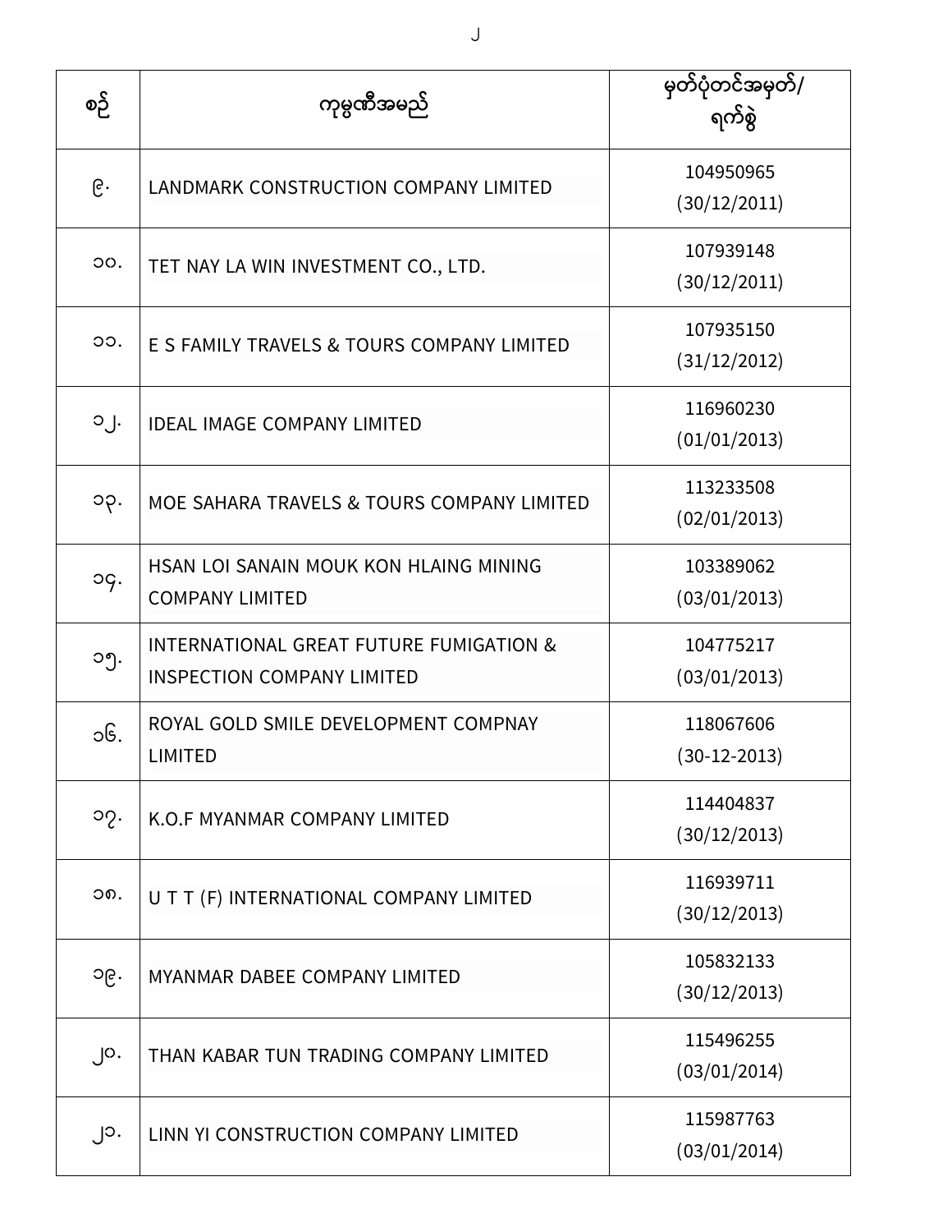| စဉ် | ကုမ္ပဏီအမည် | မှတ်ပုံတင်အမှတ်/ ရက်စွဲ |
|---|---|---|
| ၉. | LANDMARK CONSTRUCTION COMPANY LIMITED | 104950965 (30/12/2011) |
| ၁၀. | TET NAY LA WIN INVESTMENT CO., LTD. | 107939148 (30/12/2011) |
| ၁၁. | E S FAMILY TRAVELS & TOURS COMPANY LIMITED | 107935150 (31/12/2012) |
| ၁၂. | IDEAL IMAGE COMPANY LIMITED | 116960230 (01/01/2013) |
| ၁၃. | MOE SAHARA TRAVELS & TOURS COMPANY LIMITED | 113233508 (02/01/2013) |
| ၁၄. | HSAN LOI SANAIN MOUK KON HLAING MINING COMPANY LIMITED | 103389062 (03/01/2013) |
| ၁၅. | INTERNATIONAL GREAT FUTURE FUMIGATION & INSPECTION COMPANY LIMITED | 104775217 (03/01/2013) |
| ၁၆. | ROYAL GOLD SMILE DEVELOPMENT COMPNAY LIMITED | 118067606 (30-12-2013) |
| ၁၇. | K.O.F MYANMAR COMPANY LIMITED | 114404837 (30/12/2013) |
| ၁၈. | U T T (F) INTERNATIONAL COMPANY LIMITED | 116939711 (30/12/2013) |
| ၁၉. | MYANMAR DABEE COMPANY LIMITED | 105832133 (30/12/2013) |
| ၂၀. | THAN KABAR TUN TRADING COMPANY LIMITED | 115496255 (03/01/2014) |
| ၂၁. | LINN YI CONSTRUCTION COMPANY LIMITED | 115987763 (03/01/2014) |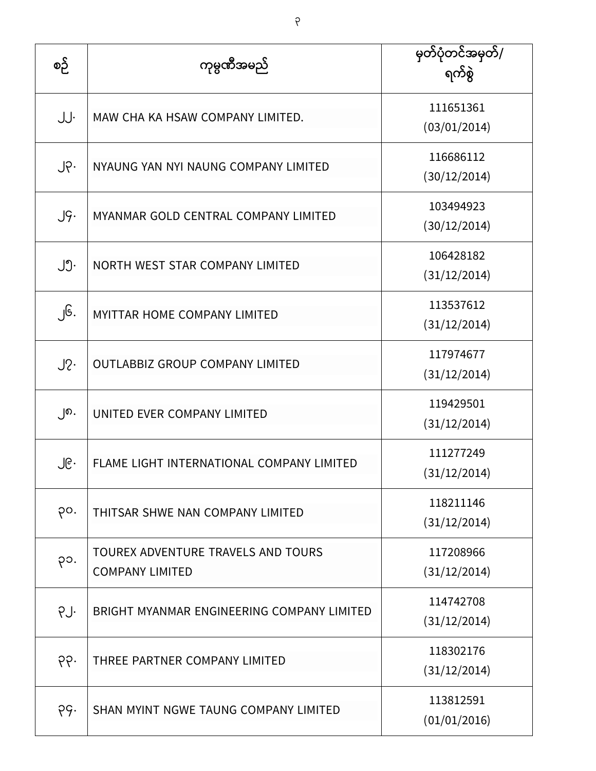| စဉ် | ကုမ္ပဏီအမည် | မှတ်ပုံတင်အမှတ်/ ရက်စွဲ |
|---|---|---|
| ၂၂. | MAW CHA KA HSAW COMPANY LIMITED. | 111651361 (03/01/2014) |
| ၂၃. | NYAUNG YAN NYI NAUNG COMPANY LIMITED | 116686112 (30/12/2014) |
| ၂၄. | MYANMAR GOLD CENTRAL COMPANY LIMITED | 103494923 (30/12/2014) |
| ၂၅. | NORTH WEST STAR COMPANY LIMITED | 106428182 (31/12/2014) |
| ၂၆. | MYITTAR HOME COMPANY LIMITED | 113537612 (31/12/2014) |
| ၂၇. | OUTLABBIZ GROUP COMPANY LIMITED | 117974677 (31/12/2014) |
| ၂၈. | UNITED EVER COMPANY LIMITED | 119429501 (31/12/2014) |
| ၂၉. | FLAME LIGHT INTERNATIONAL COMPANY LIMITED | 111277249 (31/12/2014) |
| ၃၀. | THITSAR SHWE NAN COMPANY LIMITED | 118211146 (31/12/2014) |
| ၃၁. | TOUREX ADVENTURE TRAVELS AND TOURS COMPANY LIMITED | 117208966 (31/12/2014) |
| ၃၂. | BRIGHT MYANMAR ENGINEERING COMPANY LIMITED | 114742708 (31/12/2014) |
| ၃၃. | THREE PARTNER COMPANY LIMITED | 118302176 (31/12/2014) |
| ၃၄. | SHAN MYINT NGWE TAUNG COMPANY LIMITED | 113812591 (01/01/2016) |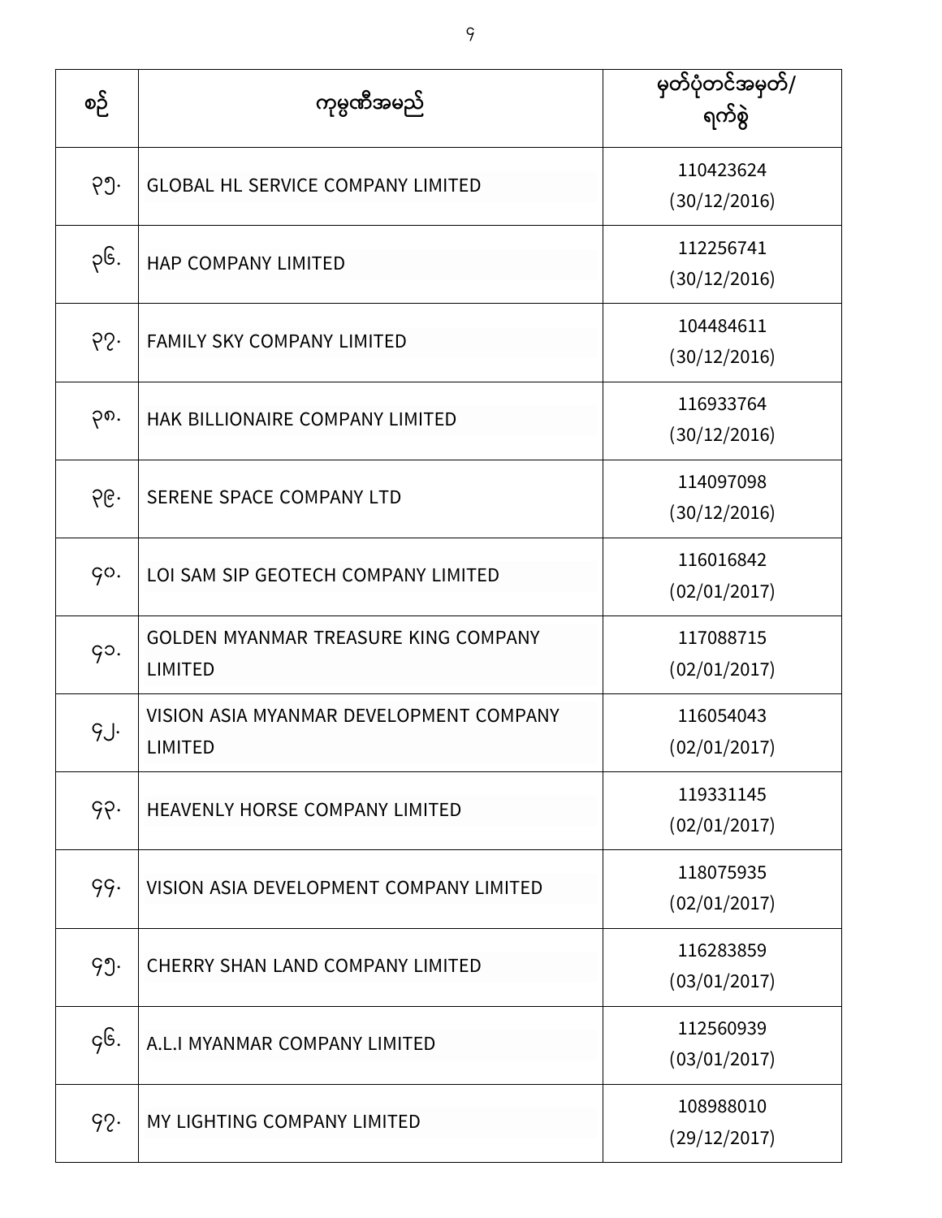| စဉ် | ကုမ္ပဏီအမည် | မှတ်ပုံတင်အမှတ်/ ရက်စွဲ |
|---|---|---|
| ၃၅. | GLOBAL HL SERVICE COMPANY LIMITED | 110423624 (30/12/2016) |
| ၃၆. | HAP COMPANY LIMITED | 112256741 (30/12/2016) |
| ၃၇. | FAMILY SKY COMPANY LIMITED | 104484611 (30/12/2016) |
| ၃၈. | HAK BILLIONAIRE COMPANY LIMITED | 116933764 (30/12/2016) |
| ၃၉. | SERENE SPACE COMPANY LTD | 114097098 (30/12/2016) |
| ၄၀. | LOI SAM SIP GEOTECH COMPANY LIMITED | 116016842 (02/01/2017) |
| ၄၁. | GOLDEN MYANMAR TREASURE KING COMPANY LIMITED | 117088715 (02/01/2017) |
| ၄၂. | VISION ASIA MYANMAR DEVELOPMENT COMPANY LIMITED | 116054043 (02/01/2017) |
| ၄၃. | HEAVENLY HORSE COMPANY LIMITED | 119331145 (02/01/2017) |
| ၄၄. | VISION ASIA DEVELOPMENT COMPANY LIMITED | 118075935 (02/01/2017) |
| ၄၅. | CHERRY SHAN LAND COMPANY LIMITED | 116283859 (03/01/2017) |
| ၄၆. | A.L.I MYANMAR COMPANY LIMITED | 112560939 (03/01/2017) |
| ၄၇. | MY LIGHTING COMPANY LIMITED | 108988010 (29/12/2017) |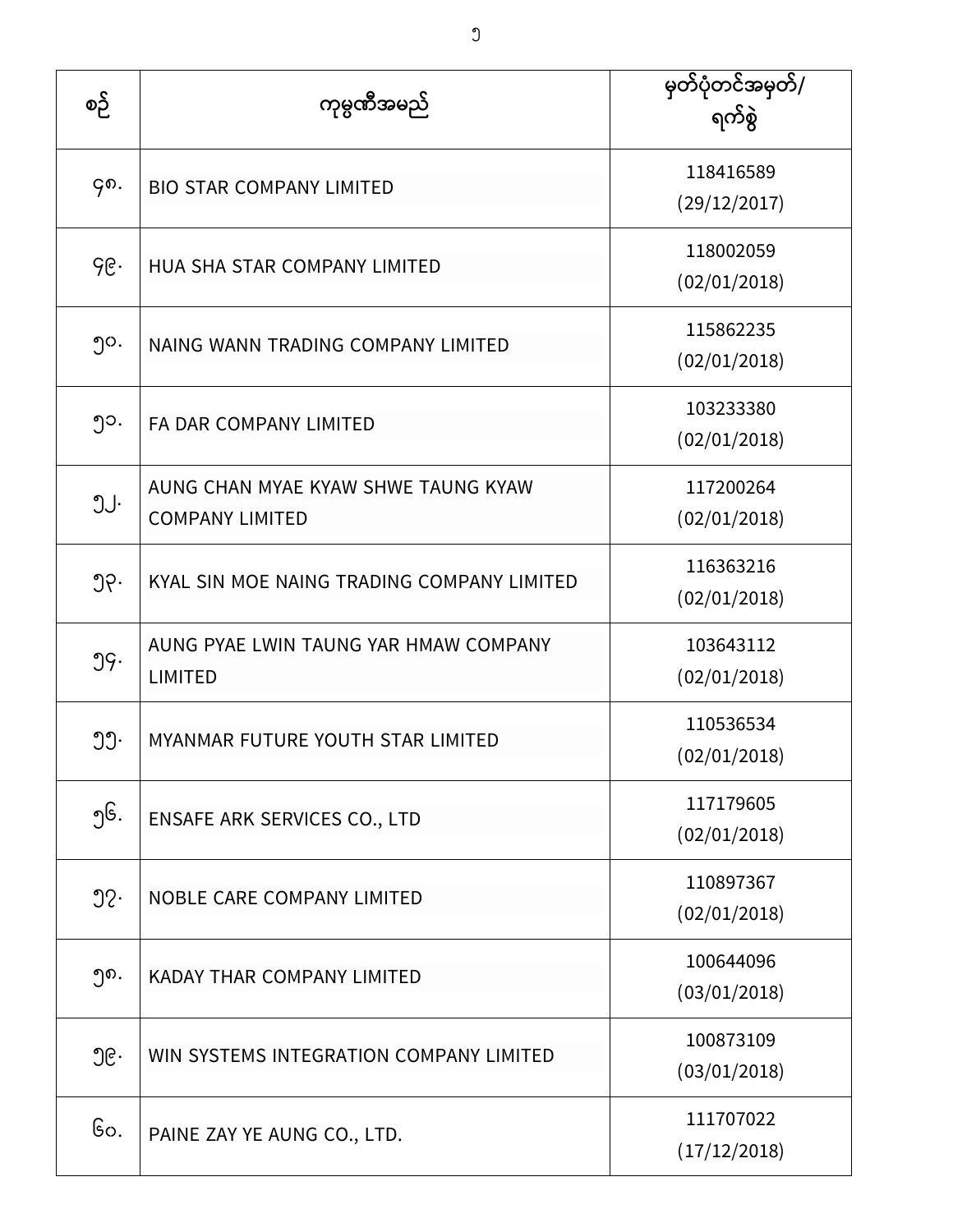| စဉ် | ကုမ္ပဏီအမည် | မှတ်ပုံတင်အမှတ်/ ရက်စွဲ |
|---|---|---|
| ၄၈. | BIO STAR COMPANY LIMITED | 118416589 (29/12/2017) |
| ၄၉. | HUA SHA STAR COMPANY LIMITED | 118002059 (02/01/2018) |
| ၅၀. | NAING WANN TRADING COMPANY LIMITED | 115862235 (02/01/2018) |
| ၅၁. | FA DAR COMPANY LIMITED | 103233380 (02/01/2018) |
| ၅၂. | AUNG CHAN MYAE KYAW SHWE TAUNG KYAW COMPANY LIMITED | 117200264 (02/01/2018) |
| ၅၃. | KYAL SIN MOE NAING TRADING COMPANY LIMITED | 116363216 (02/01/2018) |
| ၅၄. | AUNG PYAE LWIN TAUNG YAR HMAW COMPANY LIMITED | 103643112 (02/01/2018) |
| ၅၅. | MYANMAR FUTURE YOUTH STAR LIMITED | 110536534 (02/01/2018) |
| ၅၆. | ENSAFE ARK SERVICES CO., LTD | 117179605 (02/01/2018) |
| ၅၇. | NOBLE CARE COMPANY LIMITED | 110897367 (02/01/2018) |
| ၅၈. | KADAY THAR COMPANY LIMITED | 100644096 (03/01/2018) |
| ၅၉. | WIN SYSTEMS INTEGRATION COMPANY LIMITED | 100873109 (03/01/2018) |
| ၆၀. | PAINE ZAY YE AUNG CO., LTD. | 111707022 (17/12/2018) |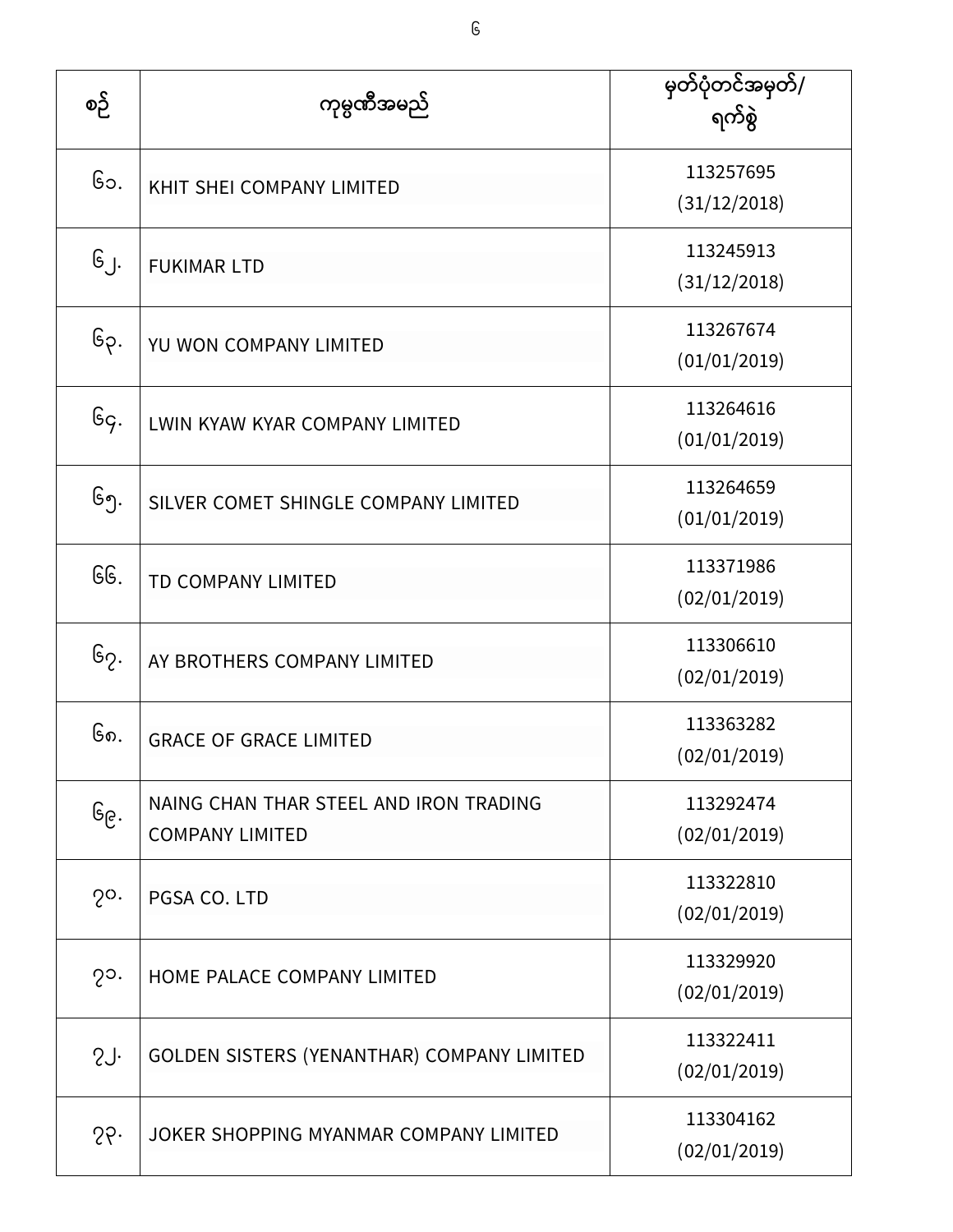| စဉ် | ကုမ္ပဏီအမည် | မှတ်ပုံတင်အမှတ်/ ရက်စွဲ |
|---|---|---|
| ၆၁. | KHIT SHEI COMPANY LIMITED | 113257695 (31/12/2018) |
| ၆၂. | FUKIMAR LTD | 113245913 (31/12/2018) |
| ၆၃. | YU WON COMPANY LIMITED | 113267674 (01/01/2019) |
| ၆၄. | LWIN KYAW KYAR COMPANY LIMITED | 113264616 (01/01/2019) |
| ၆၅. | SILVER COMET SHINGLE COMPANY LIMITED | 113264659 (01/01/2019) |
| ၆၆. | TD COMPANY LIMITED | 113371986 (02/01/2019) |
| ၆၇. | AY BROTHERS COMPANY LIMITED | 113306610 (02/01/2019) |
| ၆၈. | GRACE OF GRACE LIMITED | 113363282 (02/01/2019) |
| ၆၉. | NAING CHAN THAR STEEL AND IRON TRADING COMPANY LIMITED | 113292474 (02/01/2019) |
| ၇၀. | PGSA CO. LTD | 113322810 (02/01/2019) |
| ၇၁. | HOME PALACE COMPANY LIMITED | 113329920 (02/01/2019) |
| ၇၂. | GOLDEN SISTERS (YENANTHAR) COMPANY LIMITED | 113322411 (02/01/2019) |
| ၇၃. | JOKER SHOPPING MYANMAR COMPANY LIMITED | 113304162 (02/01/2019) |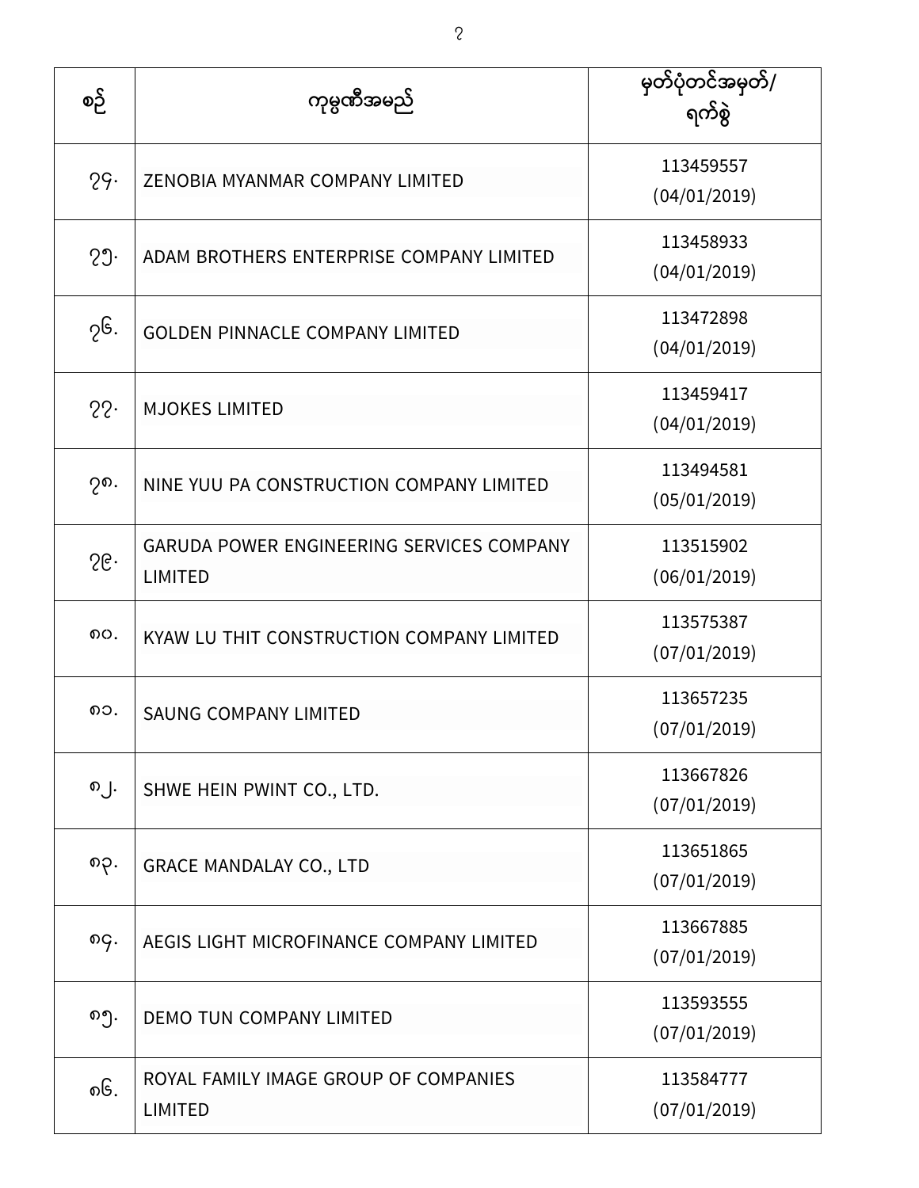| စဉ် | ကုမ္ပဏီအမည် | မှတ်ပုံတင်အမှတ်/ ရက်စွဲ |
|---|---|---|
| ၇၄. | ZENOBIA MYANMAR COMPANY LIMITED | 113459557 (04/01/2019) |
| ၇၅. | ADAM BROTHERS ENTERPRISE COMPANY LIMITED | 113458933 (04/01/2019) |
| ၇၆. | GOLDEN PINNACLE COMPANY LIMITED | 113472898 (04/01/2019) |
| ၇၇. | MJOKES LIMITED | 113459417 (04/01/2019) |
| ၇၈. | NINE YUU PA CONSTRUCTION COMPANY LIMITED | 113494581 (05/01/2019) |
| ၇၉. | GARUDA POWER ENGINEERING SERVICES COMPANY LIMITED | 113515902 (06/01/2019) |
| ၈၀. | KYAW LU THIT CONSTRUCTION COMPANY LIMITED | 113575387 (07/01/2019) |
| ၈၁. | SAUNG COMPANY LIMITED | 113657235 (07/01/2019) |
| ၈၂. | SHWE HEIN PWINT CO., LTD. | 113667826 (07/01/2019) |
| ၈၃. | GRACE MANDALAY CO., LTD | 113651865 (07/01/2019) |
| ၈၄. | AEGIS LIGHT MICROFINANCE COMPANY LIMITED | 113667885 (07/01/2019) |
| ၈၅. | DEMO TUN COMPANY LIMITED | 113593555 (07/01/2019) |
| ၈၆. | ROYAL FAMILY IMAGE GROUP OF COMPANIES LIMITED | 113584777 (07/01/2019) |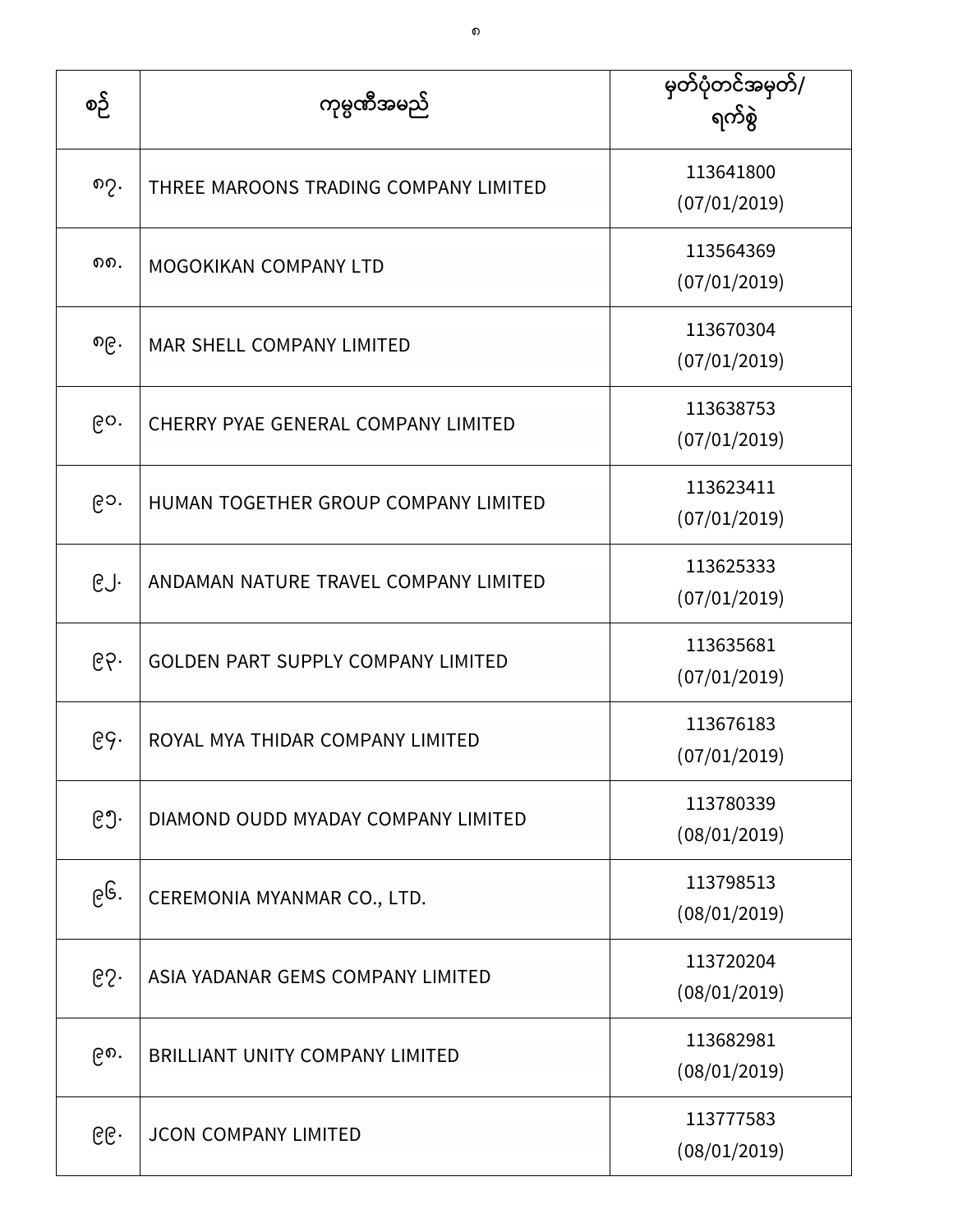| စဉ် | ကုမ္ပဏီအမည် | မှတ်ပုံတင်အမှတ်/ ရက်စွဲ |
|---|---|---|
| ၈၇. | THREE MAROONS TRADING COMPANY LIMITED | 113641800 (07/01/2019) |
| ၈၈. | MOGOKIKAN COMPANY LTD | 113564369 (07/01/2019) |
| ၈၉. | MAR SHELL COMPANY LIMITED | 113670304 (07/01/2019) |
| ၉၀. | CHERRY PYAE GENERAL COMPANY LIMITED | 113638753 (07/01/2019) |
| ၉၁. | HUMAN TOGETHER GROUP COMPANY LIMITED | 113623411 (07/01/2019) |
| ၉၂. | ANDAMAN NATURE TRAVEL COMPANY LIMITED | 113625333 (07/01/2019) |
| ၉၃. | GOLDEN PART SUPPLY COMPANY LIMITED | 113635681 (07/01/2019) |
| ၉၄. | ROYAL MYA THIDAR COMPANY LIMITED | 113676183 (07/01/2019) |
| ၉၅. | DIAMOND OUDD MYADAY COMPANY LIMITED | 113780339 (08/01/2019) |
| ၉၆. | CEREMONIA MYANMAR CO., LTD. | 113798513 (08/01/2019) |
| ၉၇. | ASIA YADANAR GEMS COMPANY LIMITED | 113720204 (08/01/2019) |
| ၉၈. | BRILLIANT UNITY COMPANY LIMITED | 113682981 (08/01/2019) |
| ၉၉. | JCON COMPANY LIMITED | 113777583 (08/01/2019) |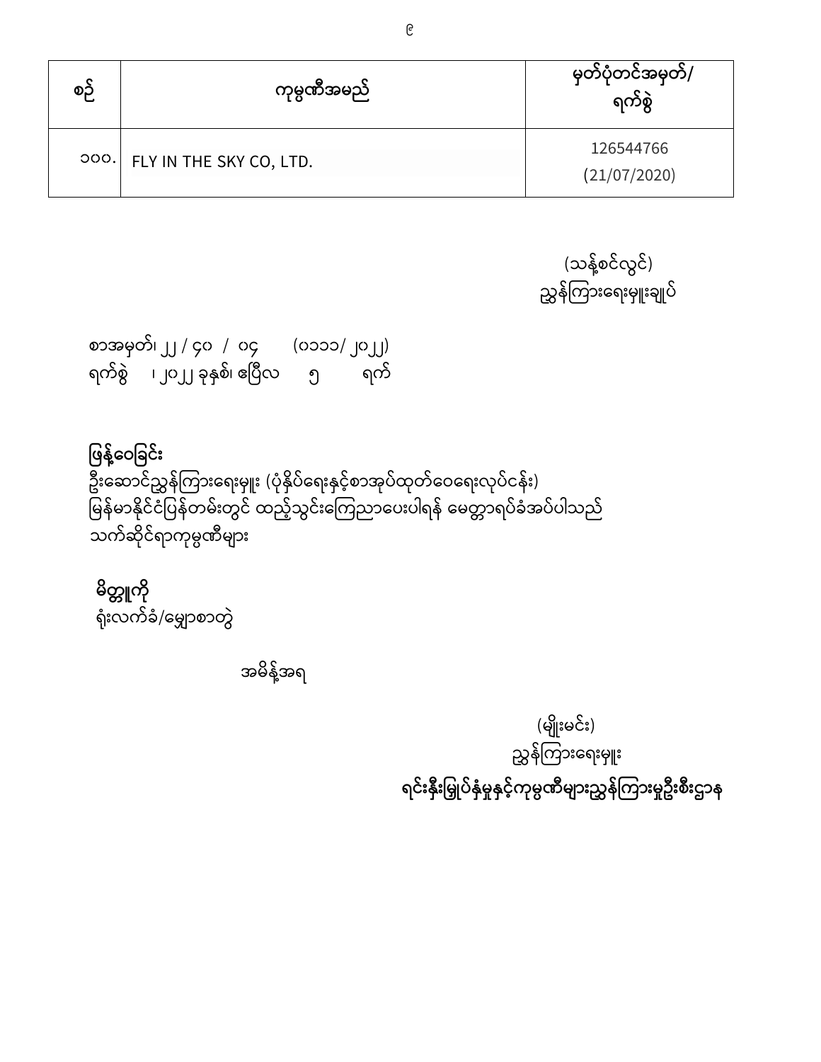| စဉ် | ကုမ္ပဏီအမည် | မှတ်ပုံတင်အမှတ်/ ရက်စွဲ |
|---|---|---|
| ၁၀၀. | FLY IN THE SKY CO, LTD. | 126544766 (21/07/2020) |

(သန့်စင်လွင်)
ညွှန်ကြားရေးမှူးချုပ်

စာအမှတ်၊ ၂၂ / ၄၀ / ၀၄ (၀၁၁၁/ ၂၀၂၂)
ရက်စွဲ ၊ ၂၀၂၂ ခုနှစ်၊ ဧပြီလ ၅ ရက်

**ဖြန့်ဝေခြင်း**
ဦးဆောင်ညွှန်ကြားရေးမှူး (ပုံနှိပ်ရေးနှင့်စာအုပ်ထုတ်ဝေရေးလုပ်ငန်း)
မြန်မာနိုင်ငံပြန်တမ်းတွင် ထည့်သွင်းကြေညာပေးပါရန် မေတ္တာရပ်ခံအပ်ပါသည်
သက်ဆိုင်ရာကုမ္ပဏီများ

**မိတ္တူကို**
ရုံးလက်ခံ/မျှောစာတွဲ

အမိန့်အရ

(မျိုးမင်း)
ညွှန်ကြားရေးမှူး
**ရင်းနှီးမြှုပ်နှံမှုနှင့်ကုမ္ပဏီများညွှန်ကြားမှုဦးစီးဌာန**